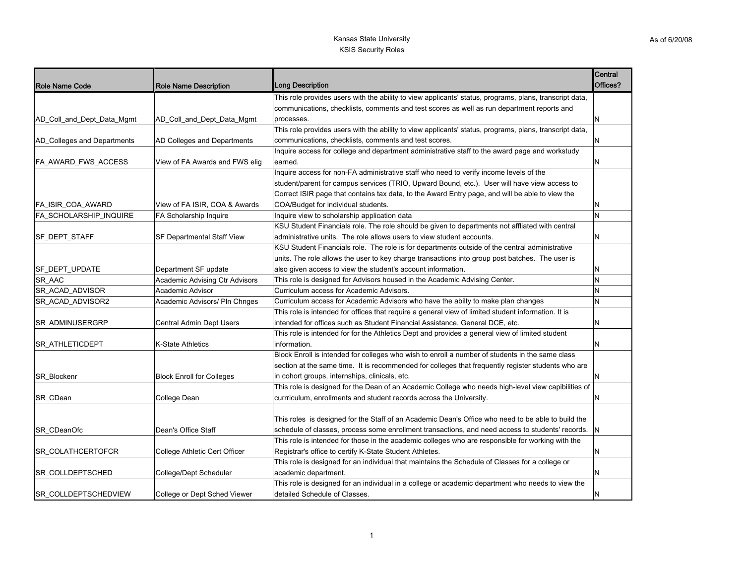# Kansas State University

## KSIS Security Roles

As of 6/20/08

| Role Name Code | Role Name Description | Long Description | Central Offices? |
|---|---|---|---|
| AD_Coll_and_Dept_Data_Mgmt | AD_Coll_and_Dept_Data_Mgmt | This role provides users with the ability to view applicants' status, programs, plans, transcript data, communications, checklists, comments and test scores as well as run department reports and processes. | N |
| AD_Colleges and Departments | AD Colleges and Departments | This role provides users with the ability to view applicants' status, programs, plans, transcript data, communications, checklists, comments and test scores. | N |
| FA_AWARD_FWS_ACCESS | View of FA Awards and FWS elig | Inquire access for college and department administrative staff to the award page and workstudy earned. | N |
| FA_ISIR_COA_AWARD | View of FA ISIR, COA & Awards | Inquire access for non-FA administrative staff who need to verify income levels of the student/parent for campus services (TRIO, Upward Bound, etc.). User will have view access to Correct ISIR page that contains tax data, to the Award Entry page, and will be able to view the COA/Budget for individual students. | N |
| FA_SCHOLARSHIP_INQUIRE | FA Scholarship Inquire | Inquire view to scholarship application data | N |
| SF_DEPT_STAFF | SF Departmental Staff View | KSU Student Financials role. The role should be given to departments not affliated with central administrative units. The role allows users to view student accounts. | N |
| SF_DEPT_UPDATE | Department SF update | KSU Student Financials role. The role is for departments outside of the central administrative units. The role allows the user to key charge transactions into group post batches. The user is also given access to view the student's account information. | N |
| SR_AAC | Academic Advising Ctr Advisors | This role is designed for Advisors housed in the Academic Advising Center. | N |
| SR_ACAD_ADVISOR | Academic Advisor | Curriculum access for Academic Advisors. | N |
| SR_ACAD_ADVISOR2 | Academic Advisors/ Pln Chnges | Curriculum access for Academic Advisors who have the abilty to make plan changes | N |
| SR_ADMINUSERGRP | Central Admin Dept Users | This role is intended for offices that require a general view of limited student information. It is intended for offices such as Student Financial Assistance, General DCE, etc. | N |
| SR_ATHLETICDEPT | K-State Athletics | This role is intended for for the Athletics Dept and provides a general view of limited student information. | N |
| SR_Blockenr | Block Enroll for Colleges | Block Enroll is intended for colleges who wish to enroll a number of students in the same class section at the same time. It is recommended for colleges that frequently register students who are in cohort groups, internships, clinicals, etc. | N |
| SR_CDean | College Dean | This role is designed for the Dean of an Academic College who needs high-level view capibilities of currriculum, enrollments and student records across the University. | N |
| SR_CDeanOfc | Dean's Office Staff | This roles is designed for the Staff of an Academic Dean's Office who need to be able to build the schedule of classes, process some enrollment transactions, and need access to students' records. | N |
| SR_COLATHCERTOFCR | College Athletic Cert Officer | This role is intended for those in the academic colleges who are responsible for working with the Registrar's office to certify K-State Student Athletes. | N |
| SR_COLLDEPTSCHED | College/Dept Scheduler | This role is designed for an individual that maintains the Schedule of Classes for a college or academic department. | N |
| SR_COLLDEPTSCHEDVIEW | College or Dept Sched Viewer | This role is designed for an individual in a college or academic department who needs to view the detailed Schedule of Classes. | N |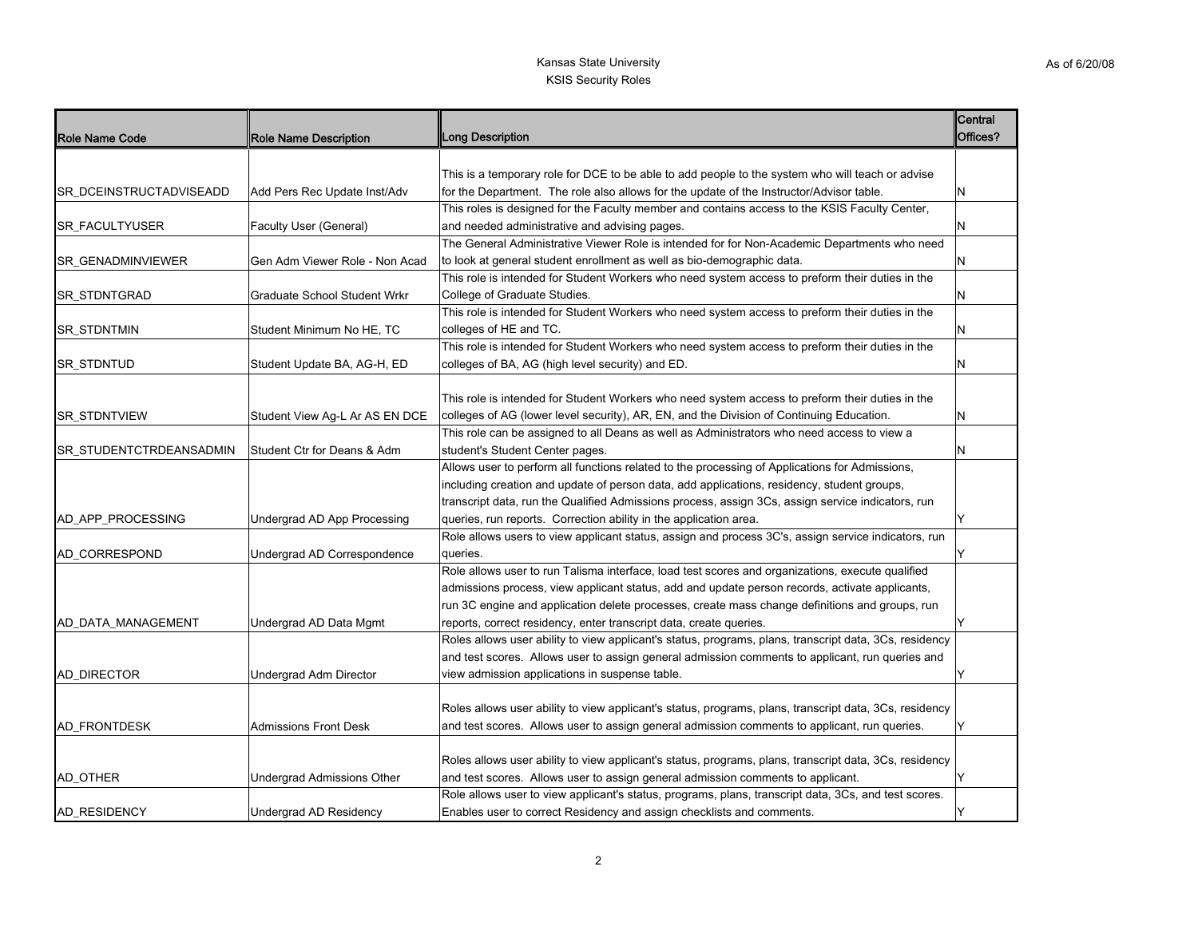Kansas State University
KSIS Security Roles

As of 6/20/08

| Role Name Code | Role Name Description | Long Description | Central Offices? |
| --- | --- | --- | --- |
| SR_DCEINSTRUCTADVISEADD | Add Pers Rec Update Inst/Adv | This is a temporary role for DCE to be able to add people to the system who will teach or advise for the Department. The role also allows for the update of the Instructor/Advisor table. | N |
| SR_FACULTYUSER | Faculty User (General) | This roles is designed for the Faculty member and contains access to the KSIS Faculty Center, and needed administrative and advising pages. | N |
| SR_GENADMINVIEWER | Gen Adm Viewer Role - Non Acad | The General Administrative Viewer Role is intended for for Non-Academic Departments who need to look at general student enrollment as well as bio-demographic data. | N |
| SR_STDNTGRAD | Graduate School Student Wrkr | This role is intended for Student Workers who need system access to preform their duties in the College of Graduate Studies. | N |
| SR_STDNTMIN | Student Minimum No HE, TC | This role is intended for Student Workers who need system access to preform their duties in the colleges of HE and TC. | N |
| SR_STDNTUD | Student Update BA, AG-H, ED | This role is intended for Student Workers who need system access to preform their duties in the colleges of BA, AG (high level security) and ED. | N |
| SR_STDNTVIEW | Student View Ag-L Ar AS EN DCE | This role is intended for Student Workers who need system access to preform their duties in the colleges of AG (lower level security), AR, EN, and the Division of Continuing Education. | N |
| SR_STUDENTCTRDEANSADMIN | Student Ctr for Deans & Adm | This role can be assigned to all Deans as well as Administrators who need access to view a student's Student Center pages. | N |
| AD_APP_PROCESSING | Undergrad AD App Processing | Allows user to perform all functions related to the processing of Applications for Admissions, including creation and update of person data, add applications, residency, student groups, transcript data, run the Qualified Admissions process, assign 3Cs, assign service indicators, run queries, run reports. Correction ability in the application area. | Y |
| AD_CORRESPOND | Undergrad AD Correspondence | Role allows users to view applicant status, assign and process 3C's, assign service indicators, run queries. | Y |
| AD_DATA_MANAGEMENT | Undergrad AD Data Mgmt | Role allows user to run Talisma interface, load test scores and organizations, execute qualified admissions process, view applicant status, add and update person records, activate applicants, run 3C engine and application delete processes, create mass change definitions and groups, run reports, correct residency, enter transcript data, create queries. | Y |
| AD_DIRECTOR | Undergrad Adm Director | Roles allows user ability to view applicant's status, programs, plans, transcript data, 3Cs, residency and test scores. Allows user to assign general admission comments to applicant, run queries and view admission applications in suspense table. | Y |
| AD_FRONTDESK | Admissions Front Desk | Roles allows user ability to view applicant's status, programs, plans, transcript data, 3Cs, residency and test scores. Allows user to assign general admission comments to applicant, run queries. | Y |
| AD_OTHER | Undergrad Admissions Other | Roles allows user ability to view applicant's status, programs, plans, transcript data, 3Cs, residency and test scores. Allows user to assign general admission comments to applicant. | Y |
| AD_RESIDENCY | Undergrad AD Residency | Role allows user to view applicant's status, programs, plans, transcript data, 3Cs, and test scores. Enables user to correct Residency and assign checklists and comments. | Y |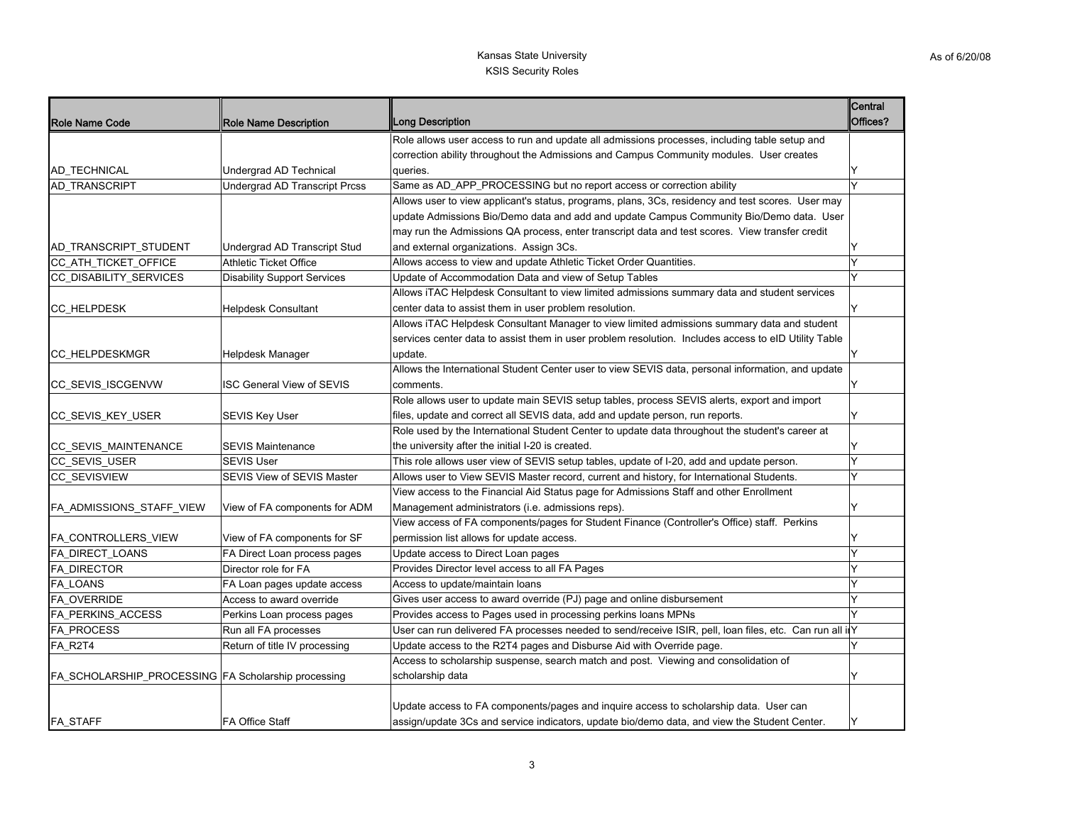Kansas State University
KSIS Security Roles

As of 6/20/08

| Role Name Code | Role Name Description | Long Description | Central Offices? |
|---|---|---|---|
| AD_TECHNICAL | Undergrad AD Technical | Role allows user access to run and update all admissions processes, including table setup and correction ability throughout the Admissions and Campus Community modules. User creates queries. | Y |
| AD_TRANSCRIPT | Undergrad AD Transcript Prcss | Same as AD_APP_PROCESSING but no report access or correction ability | Y |
| AD_TRANSCRIPT_STUDENT | Undergrad AD Transcript Stud | Allows user to view applicant's status, programs, plans, 3Cs, residency and test scores. User may update Admissions Bio/Demo data and add and update Campus Community Bio/Demo data. User may run the Admissions QA process, enter transcript data and test scores. View transfer credit and external organizations. Assign 3Cs. | Y |
| CC_ATH_TICKET_OFFICE | Athletic Ticket Office | Allows access to view and update Athletic Ticket Order Quantities. | Y |
| CC_DISABILITY_SERVICES | Disability Support Services | Update of Accommodation Data and view of Setup Tables | Y |
| CC_HELPDESK | Helpdesk Consultant | Allows iTAC Helpdesk Consultant to view limited admissions summary data and student services center data to assist them in user problem resolution. | Y |
| CC_HELPDESKMGR | Helpdesk Manager | Allows iTAC Helpdesk Consultant Manager to view limited admissions summary data and student services center data to assist them in user problem resolution. Includes access to eID Utility Table update. | Y |
| CC_SEVIS_ISCGENVW | ISC General View of SEVIS | Allows the International Student Center user to view SEVIS data, personal information, and update comments. | Y |
| CC_SEVIS_KEY_USER | SEVIS Key User | Role allows user to update main SEVIS setup tables, process SEVIS alerts, export and import files, update and correct all SEVIS data, add and update person, run reports. | Y |
| CC_SEVIS_MAINTENANCE | SEVIS Maintenance | Role used by the International Student Center to update data throughout the student's career at the university after the initial I-20 is created. | Y |
| CC_SEVIS_USER | SEVIS User | This role allows user view of SEVIS setup tables, update of I-20, add and update person. | Y |
| CC_SEVISVIEW | SEVIS View of SEVIS Master | Allows user to View SEVIS Master record, current and history, for International Students. | Y |
| FA_ADMISSIONS_STAFF_VIEW | View of FA components for ADM | View access to the Financial Aid Status page for Admissions Staff and other Enrollment Management administrators (i.e. admissions reps). | Y |
| FA_CONTROLLERS_VIEW | View of FA components for SF | View access of FA components/pages for Student Finance (Controller's Office) staff. Perkins permission list allows for update access. | Y |
| FA_DIRECT_LOANS | FA Direct Loan process pages | Update access to Direct Loan pages | Y |
| FA_DIRECTOR | Director role for FA | Provides Director level access to all FA Pages | Y |
| FA_LOANS | FA Loan pages update access | Access to update/maintain loans | Y |
| FA_OVERRIDE | Access to award override | Gives user access to award override (PJ) page and online disbursement | Y |
| FA_PERKINS_ACCESS | Perkins Loan process pages | Provides access to Pages used in processing perkins loans MPNs | Y |
| FA_PROCESS | Run all FA processes | User can run delivered FA processes needed to send/receive ISIR, pell, loan files, etc. Can run all i | Y |
| FA_R2T4 | Return of title IV processing | Update access to the R2T4 pages and Disburse Aid with Override page. | Y |
| FA_SCHOLARSHIP_PROCESSING | FA Scholarship processing | Access to scholarship suspense, search match and post. Viewing and consolidation of scholarship data | Y |
| FA_STAFF | FA Office Staff | Update access to FA components/pages and inquire access to scholarship data. User can assign/update 3Cs and service indicators, update bio/demo data, and view the Student Center. | Y |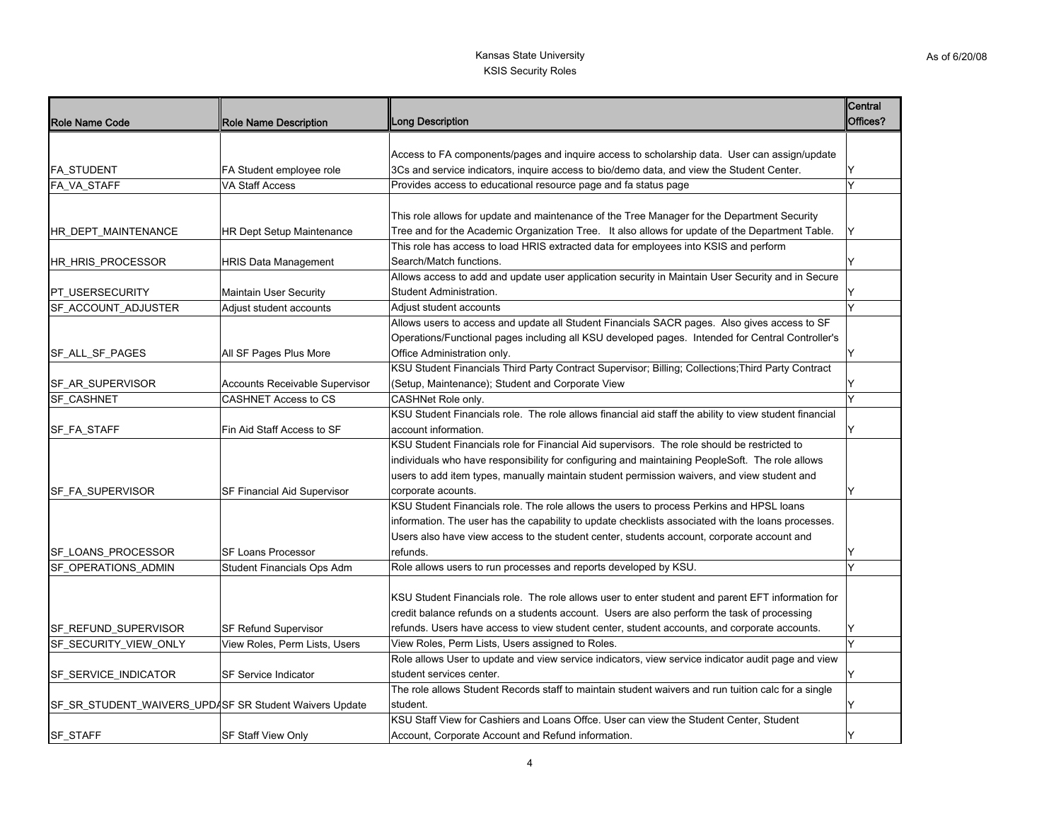Kansas State University
KSIS Security Roles

As of 6/20/08

| Role Name Code | Role Name Description | Long Description | Central Offices? |
|---|---|---|---|
| FA_STUDENT | FA Student employee role | Access to FA components/pages and inquire access to scholarship data. User can assign/update 3Cs and service indicators, inquire access to bio/demo data, and view the Student Center. | Y |
| FA_VA_STAFF | VA Staff Access | Provides access to educational resource page and fa status page | Y |
| HR_DEPT_MAINTENANCE | HR Dept Setup Maintenance | This role allows for update and maintenance of the Tree Manager for the Department Security Tree and for the Academic Organization Tree. It also allows for update of the Department Table. | Y |
| HR_HRIS_PROCESSOR | HRIS Data Management | This role has access to load HRIS extracted data for employees into KSIS and perform Search/Match functions. | Y |
| PT_USERSECURITY | Maintain User Security | Allows access to add and update user application security in Maintain User Security and in Secure Student Administration. | Y |
| SF_ACCOUNT_ADJUSTER | Adjust student accounts | Adjust student accounts | Y |
| SF_ALL_SF_PAGES | All SF Pages Plus More | Allows users to access and update all Student Financials SACR pages. Also gives access to SF Operations/Functional pages including all KSU developed pages. Intended for Central Controller's Office Administration only. | Y |
| SF_AR_SUPERVISOR | Accounts Receivable Supervisor | KSU Student Financials Third Party Contract Supervisor; Billing; Collections;Third Party Contract (Setup, Maintenance); Student and Corporate View | Y |
| SF_CASHNET | CASHNET Access to CS | CASHNet Role only. | Y |
| SF_FA_STAFF | Fin Aid Staff Access to SF | KSU Student Financials role. The role allows financial aid staff the ability to view student financial account information. | Y |
| SF_FA_SUPERVISOR | SF Financial Aid Supervisor | KSU Student Financials role for Financial Aid supervisors. The role should be restricted to individuals who have responsibility for configuring and maintaining PeopleSoft. The role allows users to add item types, manually maintain student permission waivers, and view student and corporate acounts. | Y |
| SF_LOANS_PROCESSOR | SF Loans Processor | KSU Student Financials role. The role allows the users to process Perkins and HPSL loans information. The user has the capability to update checklists associated with the loans processes. Users also have view access to the student center, students account, corporate account and refunds. | Y |
| SF_OPERATIONS_ADMIN | Student Financials Ops Adm | Role allows users to run processes and reports developed by KSU. | Y |
| SF_REFUND_SUPERVISOR | SF Refund Supervisor | KSU Student Financials role. The role allows user to enter student and parent EFT information for credit balance refunds on a students account. Users are also perform the task of processing refunds. Users have access to view student center, student accounts, and corporate accounts. | Y |
| SF_SECURITY_VIEW_ONLY | View Roles, Perm Lists, Users | View Roles, Perm Lists, Users assigned to Roles. | Y |
| SF_SERVICE_INDICATOR | SF Service Indicator | Role allows User to update and view service indicators, view service indicator audit page and view student services center. | Y |
| SF_SR_STUDENT_WAIVERS_UPD/ | SF SR Student Waivers Update | The role allows Student Records staff to maintain student waivers and run tuition calc for a single student. | Y |
| SF_STAFF | SF Staff View Only | KSU Staff View for Cashiers and Loans Offce. User can view the Student Center, Student Account, Corporate Account and Refund information. | Y |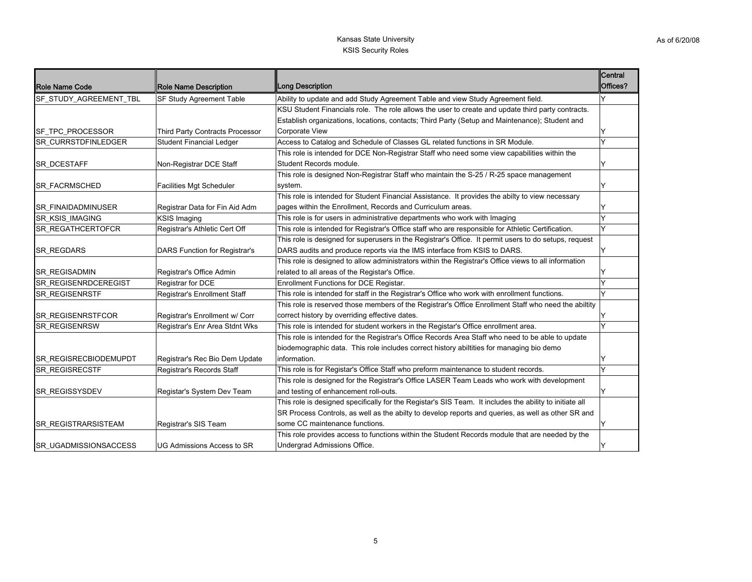Kansas State University
KSIS Security Roles

As of 6/20/08

| Role Name Code | Role Name Description | Long Description | Central Offices? |
|---|---|---|---|
| SF_STUDY_AGREEMENT_TBL | SF Study Agreement Table | Ability to update and add Study Agreement Table and view Study Agreement field. | Y |
| SF_TPC_PROCESSOR | Third Party Contracts Processor | KSU Student Financials role. The role allows the user to create and update third party contracts. Establish organizations, locations, contacts; Third Party (Setup and Maintenance); Student and Corporate View | Y |
| SR_CURRSTDFINLEDGER | Student Financial Ledger | Access to Catalog and Schedule of Classes GL related functions in SR Module. | Y |
| SR_DCESTAFF | Non-Registrar DCE Staff | This role is intended for DCE Non-Registrar Staff who need some view capabilities within the Student Records module. | Y |
| SR_FACRMSCHED | Facilities Mgt Scheduler | This role is designed Non-Registrar Staff who maintain the S-25 / R-25 space management system. | Y |
| SR_FINAIDADMINUSER | Registrar Data for Fin Aid Adm | This role is intended for Student Financial Assistance. It provides the abilty to view necessary pages within the Enrollment, Records and Curriculum areas. | Y |
| SR_KSIS_IMAGING | KSIS Imaging | This role is for users in administrative departments who work with Imaging | Y |
| SR_REGATHCERTOFCR | Registrar's Athletic Cert Off | This role is intended for Registrar's Office staff who are responsible for Athletic Certification. | Y |
| SR_REGDARS | DARS Function for Registrar's | This role is designed for superusers in the Registrar's Office. It permit users to do setups, request DARS audits and produce reports via the IMS interface from KSIS to DARS. | Y |
| SR_REGISADMIN | Registrar's Office Admin | This role is designed to allow administrators within the Registrar's Office views to all information related to all areas of the Regisar's Office. | Y |
| SR_REGISENRDCEREGIST | Registrar for DCE | Enrollment Functions for DCE Registar. | Y |
| SR_REGISENRSTF | Registrar's Enrollment Staff | This role is intended for staff in the Registrar's Office who work with enrollment functions. | Y |
| SR_REGISENRSTFCOR | Registrar's Enrollment w/ Corr | This role is reserved those members of the Registrar's Office Enrollment Staff who need the abiltity correct history by overriding effective dates. | Y |
| SR_REGISENRSW | Registrar's Enr Area Stdnt Wks | This role is intended for student workers in the Registar's Office enrollment area. | Y |
| SR_REGISRECBIODEMUPDT | Registrar's Rec Bio Dem Update | This role is intended for the Registrar's Office Records Area Staff who need to be able to update biodemographic data. This role includes correct history abiltities for managing bio demo information. | Y |
| SR_REGISRECSTF | Registrar's Records Staff | This role is for Registar's Office Staff who preform maintenance to student records. | Y |
| SR_REGISSYSDEV | Registar's System Dev Team | This role is designed for the Registrar's Office LASER Team Leads who work with development and testing of enhancement roll-outs. | Y |
| SR_REGISTRARSISTEAM | Registrar's SIS Team | This role is designed specifically for the Registar's SIS Team. It includes the ability to initiate all SR Process Controls, as well as the abilty to develop reports and queries, as well as other SR and some CC maintenance functions. | Y |
| SR_UGADMISSIONSACCESS | UG Admissions Access to SR | This role provides access to functions within the Student Records module that are needed by the Undergrad Admissions Office. | Y |